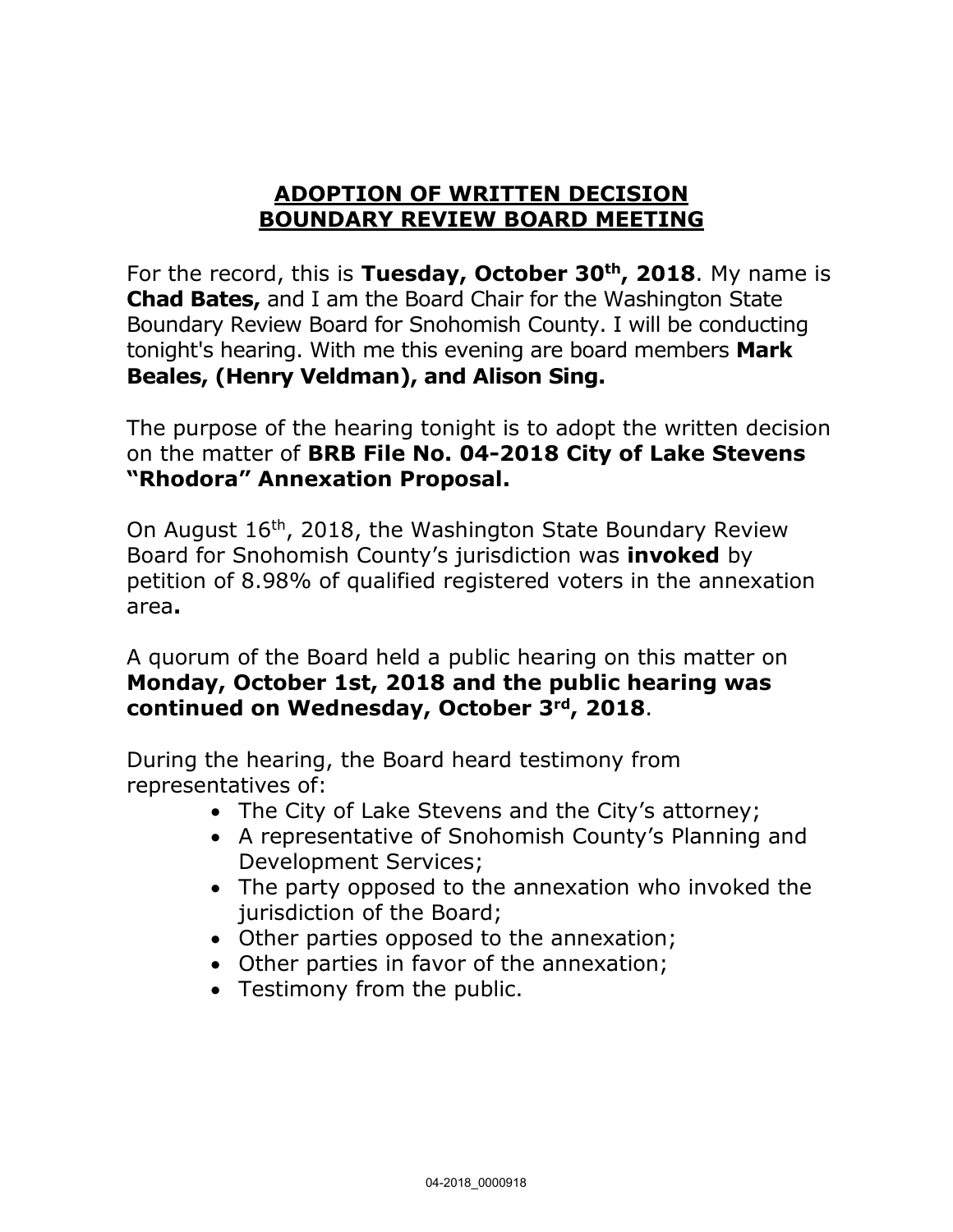# ADOPTION OF WRITTEN DECISION
# BOUNDARY REVIEW BOARD MEETING

For the record, this is **Tuesday, October 30th, 2018**. My name is **Chad Bates,** and I am the Board Chair for the Washington State Boundary Review Board for Snohomish County. I will be conducting tonight's hearing. With me this evening are board members **Mark Beales, (Henry Veldman), and Alison Sing.**

The purpose of the hearing tonight is to adopt the written decision on the matter of **BRB File No. 04-2018 City of Lake Stevens "Rhodora" Annexation Proposal.**

On August 16th, 2018, the Washington State Boundary Review Board for Snohomish County's jurisdiction was **invoked** by petition of 8.98% of qualified registered voters in the annexation area**.**

A quorum of the Board held a public hearing on this matter on **Monday, October 1st, 2018 and the public hearing was continued on Wednesday, October 3rd, 2018**.

During the hearing, the Board heard testimony from representatives of:

- The City of Lake Stevens and the City's attorney;
- A representative of Snohomish County's Planning and Development Services;
- The party opposed to the annexation who invoked the jurisdiction of the Board;
- Other parties opposed to the annexation;
- Other parties in favor of the annexation;
- Testimony from the public.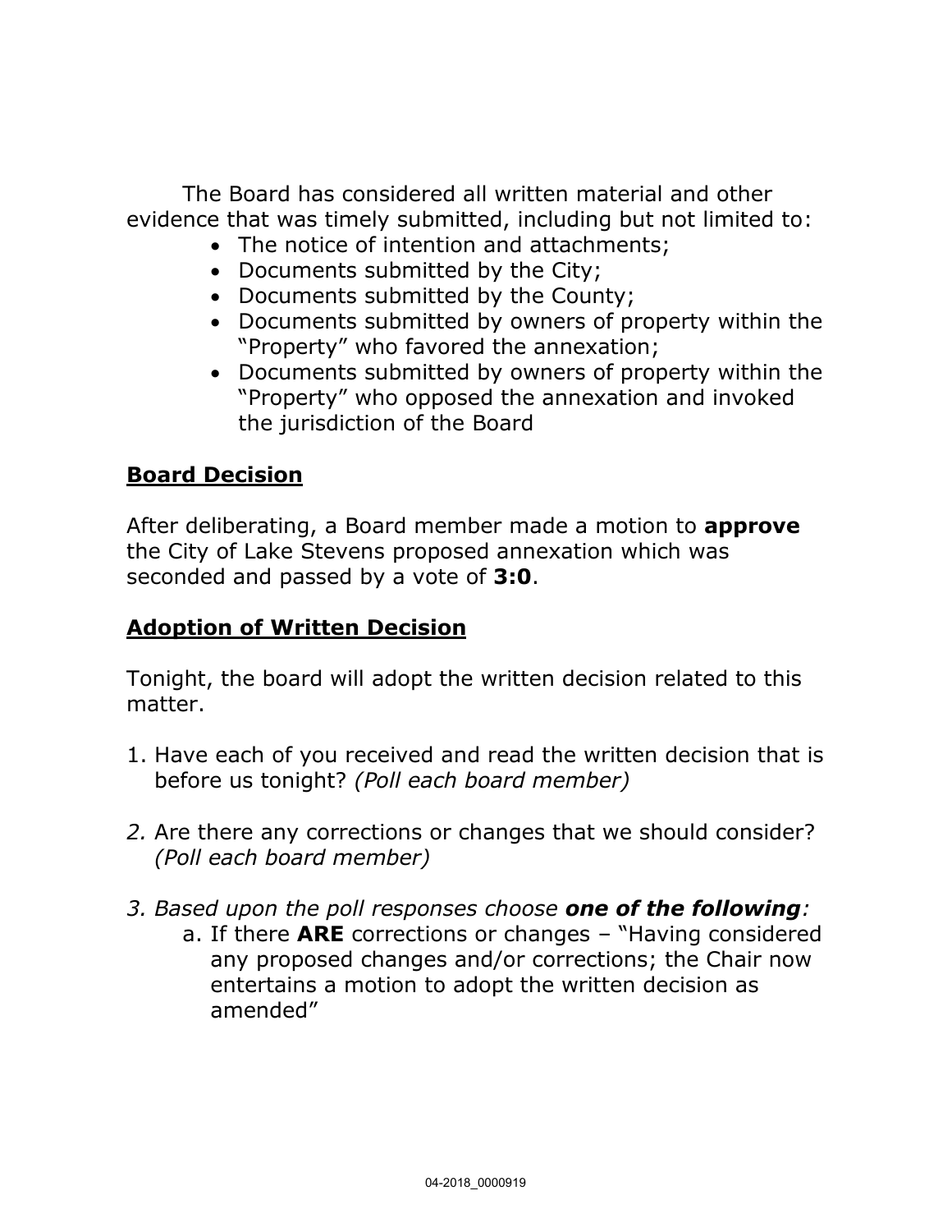The Board has considered all written material and other evidence that was timely submitted, including but not limited to:

- The notice of intention and attachments;
- Documents submitted by the City;
- Documents submitted by the County;
- Documents submitted by owners of property within the "Property" who favored the annexation;
- Documents submitted by owners of property within the "Property" who opposed the annexation and invoked the jurisdiction of the Board

## Board Decision

After deliberating, a Board member made a motion to **approve** the City of Lake Stevens proposed annexation which was seconded and passed by a vote of **3:0**.

## Adoption of Written Decision

Tonight, the board will adopt the written decision related to this matter.

1. Have each of you received and read the written decision that is before us tonight? *(Poll each board member)*

2. Are there any corrections or changes that we should consider? *(Poll each board member)*

3. *Based upon the poll responses choose **one of the following**:*
   a. If there **ARE** corrections or changes – "Having considered any proposed changes and/or corrections; the Chair now entertains a motion to adopt the written decision as amended"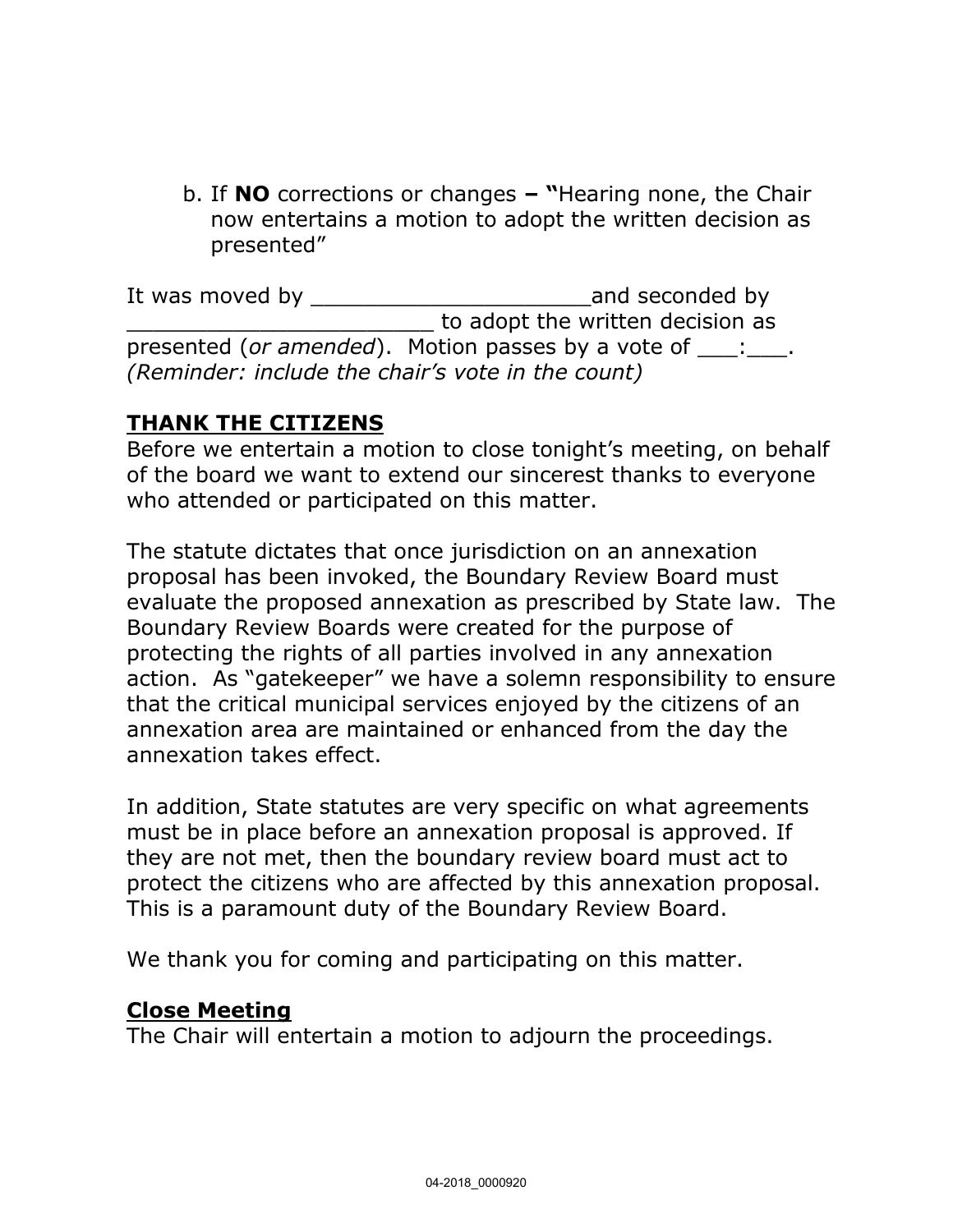b. If **NO** corrections or changes **– "**Hearing none, the Chair now entertains a motion to adopt the written decision as presented"

It was moved by _____________________and seconded by ________________________ to adopt the written decision as presented (*or amended*). Motion passes by a vote of ___:___. *(Reminder: include the chair's vote in the count)*

## THANK THE CITIZENS

Before we entertain a motion to close tonight's meeting, on behalf of the board we want to extend our sincerest thanks to everyone who attended or participated on this matter.

The statute dictates that once jurisdiction on an annexation proposal has been invoked, the Boundary Review Board must evaluate the proposed annexation as prescribed by State law. The Boundary Review Boards were created for the purpose of protecting the rights of all parties involved in any annexation action. As "gatekeeper" we have a solemn responsibility to ensure that the critical municipal services enjoyed by the citizens of an annexation area are maintained or enhanced from the day the annexation takes effect.

In addition, State statutes are very specific on what agreements must be in place before an annexation proposal is approved. If they are not met, then the boundary review board must act to protect the citizens who are affected by this annexation proposal. This is a paramount duty of the Boundary Review Board.

We thank you for coming and participating on this matter.

## Close Meeting

The Chair will entertain a motion to adjourn the proceedings.

04-2018_0000920